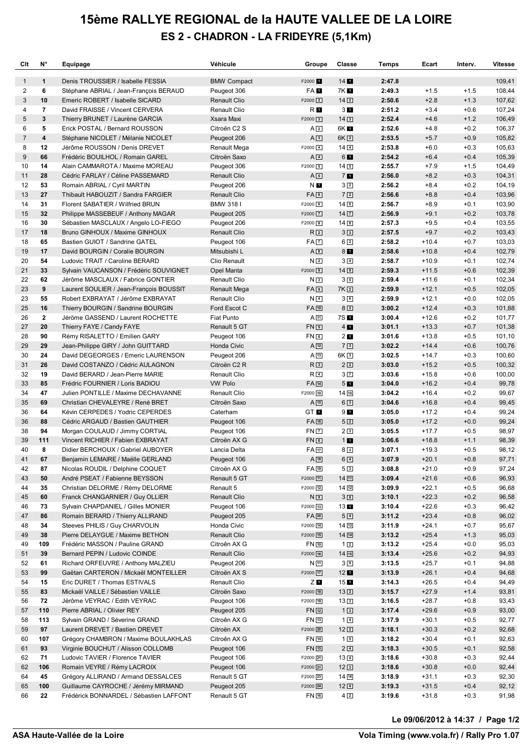# 15ème RALLYE REGIONAL de la HAUTE VALLEE DE LA LOIRE

## ES 2 - CHADRON - LA FRIDEYRE (5,1Km)

| Clt | N° | Equipage | Véhicule | Groupe | Classe | Temps | Ecart | Interv. | Vitesse |
|---|---|---|---|---|---|---|---|---|---|
| 1 | 1 | Denis TROUSSIER / Isabelle FESSIA | BMW Compact | F2000 1 | 14 1 | 2:47.8 | | | 109,41 |
| 2 | 6 | Stéphane ABRIAL / Jean-François BERAUD | Peugeot 306 | FA 1 | 7K 1 | 2:49.3 | +1.5 | +1.5 | 108,44 |
| 3 | 10 | Emeric ROBERT / Isabelle SICARD | Renault Clio | F2000 2 | 14 2 | 2:50.6 | +2.8 | +1.3 | 107,62 |
| 4 | 7 | David FRAISSE / Vincent CERVERA | Renault Clio | R 1 | 3 1 | 2:51.2 | +3.4 | +0.6 | 107,24 |
| 5 | 3 | Thierry BRUNET / Laurène GARCIA | Xsara Maxi | F2000 3 | 14 3 | 2:52.4 | +4.6 | +1.2 | 106,49 |
| 6 | 5 | Erick POSTAL / Bernard ROUSSON | Citroën C2 S | A 2 | 6K 1 | 2:52.6 | +4.8 | +0.2 | 106,37 |
| 7 | 4 | Stéphane NICOLET / Mélanie NICOLET | Peugeot 206 | A 3 | 6K 2 | 2:53.5 | +5.7 | +0.9 | 105,82 |
| 8 | 12 | Jérôme ROUSSON / Denis DREVET | Renault Mega | F2000 4 | 14 4 | 2:53.8 | +6.0 | +0.3 | 105,63 |
| 9 | 66 | Frédéric BOUILHOL / Romain GAREL | Citroën Saxo | A 4 | 6 1 | 2:54.2 | +6.4 | +0.4 | 105,39 |
| 10 | 14 | Alain CAMMAROTA / Maxime MOREAU | Peugeot 306 | F2000 5 | 14 5 | 2:55.7 | +7.9 | +1.5 | 104,49 |
| 11 | 28 | Cédric FARLAY / Céline PASSEMARD | Renault Clio | A 5 | 7 1 | 2:56.0 | +8.2 | +0.3 | 104,31 |
| 12 | 53 | Romain ABRIAL / Cyril MARTIN | Peugeot 206 | N 1 | 3 2 | 2:56.2 | +8.4 | +0.2 | 104,19 |
| 13 | 27 | Thibault HABOUZIT / Sandra FARGIER | Renault Clio | FA 6 | 7 2 | 2:56.6 | +8.8 | +0.4 | 103,96 |
| 14 | 31 | Florent SABATIER / Wilfried BRUN | BMW 318 I | F2000 6 | 14 6 | 2:56.7 | +8.9 | +0.1 | 103,90 |
| 15 | 32 | Philippe MASSEBEUF / Anthony MAGAR | Peugeot 205 | F2000 7 | 14 7 | 2:56.9 | +9.1 | +0.2 | 103,78 |
| 16 | 30 | Sébastien MASCLAUX / Angelo LO-FIEGO | Peugeot 206 | F2000 8 | 14 8 | 2:57.3 | +9.5 | +0.4 | 103,55 |
| 17 | 18 | Bruno GINHOUX / Maxime GINHOUX | Renault Clio | R 2 | 3 3 | 2:57.5 | +9.7 | +0.2 | 103,43 |
| 18 | 65 | Bastien GUIOT / Sandrine GATEL | Peugeot 106 | FA 7 | 6 2 | 2:58.2 | +10.4 | +0.7 | 103,03 |
| 19 | 17 | David BOURGIN / Coralie BOURGIN | Mitsubishi L | A 8 | 8 1 | 2:58.6 | +10.8 | +0.4 | 102,79 |
| 20 | 54 | Ludovic TRAIT / Caroline BERARD | Clio Renault | N 2 | 3 4 | 2:58.7 | +10.9 | +0.1 | 102,74 |
| 21 | 33 | Sylvain VAUCANSON / Frédéric SOUVIGNET | Opel Manta | F2000 9 | 14 9 | 2:59.3 | +11.5 | +0.6 | 102,39 |
| 22 | 62 | Jérôme MASCLAUX / Fabrice GONTIER | Renault Clio | N 3 | 3 5 | 2:59.4 | +11.6 | +0.1 | 102,34 |
| 23 | 9 | Laurent SOULIER / Jean-François BOUSSIT | Renault Mega | FA 9 | 7K 2 | 2:59.9 | +12.1 | +0.5 | 102,05 |
| 23 | 55 | Robert EXBRAYAT / Jérôme EXBRAYAT | Renault Clio | N 4 | 3 6 | 2:59.9 | +12.1 | +0.0 | 102,05 |
| 25 | 16 | Thierry BOURGIN / Sandrine BOURGIN | Ford Escot C | FA 10 | 8 2 | 3:00.2 | +12.4 | +0.3 | 101,88 |
| 26 | 2 | Jéröme GASSEND / Laurent ROCHETTE | Fiat Punto | A 11 | 7S 1 | 3:00.4 | +12.6 | +0.2 | 101,77 |
| 27 | 20 | Thierry FAYE / Candy FAYE | Renault 5 GT | FN 5 | 3 7 | 3:01.1 | +13.3 | +0.7 | 101,38 |
| 28 | 90 | Rémy RISALETTO / Emilien GARY | Peugeot 106 | FN 6 | 2 1 | 3:01.6 | +13.8 | +0.5 | 101,10 |
| 29 | 29 | Jean-Philippe GIRY / John GUITTARD | Honda Civic | A 12 | 7 3 | 3:02.2 | +14.4 | +0.6 | 100,76 |
| 30 | 24 | David DEGEORGES / Emeric LAURENSON | Peugeot 206 | A 13 | 6K 3 | 3:02.5 | +14.7 | +0.3 | 100,60 |
| 31 | 26 | David COSTANZO / Cédric AULAGNON | Citroën C2 R | R 3 | 2 2 | 3:03.0 | +15.2 | +0.5 | 100,32 |
| 32 | 19 | David BERARD / Jean-Pierre MARIE | Renault Clio | R 4 | 3 7 | 3:03.6 | +15.8 | +0.6 | 100,00 |
| 33 | 85 | Frédric FOURNIER / Loris BADIOU | VW Polo | FA 14 | 5 1 | 3:04.0 | +16.2 | +0.4 | 99,78 |
| 34 | 47 | Julien PONTILLE / Maxime DECHAVANNE | Renault Clio | F2000 10 | 14 10 | 3:04.2 | +16.4 | +0.2 | 99,67 |
| 35 | 69 | Christian CHEVALEYRE / René BRET | Citroën Saxo | A 15 | 6 3 | 3:04.6 | +16.8 | +0.4 | 99,45 |
| 36 | 64 | Kévin CERPEDES / Yodric CEPERDES | Caterham | GT 1 | 9 1 | 3:05.0 | +17.2 | +0.4 | 99,24 |
| 36 | 88 | Cédric ARGAUD / Bastien GAUTHIER | Peugeot 106 | FA 16 | 5 2 | 3:05.0 | +17.2 | +0.0 | 99,24 |
| 38 | 94 | Morgan COULAUD / Jimmy CORTIAL | Peugeot 106 | FN 7 | 2 3 | 3:05.5 | +17.7 | +0.5 | 98,97 |
| 39 | 111 | Vincent RICHIER / Fabien EXBRAYAT | Citroën AX G | FN 8 | 1 1 | 3:06.6 | +18.8 | +1.1 | 98,39 |
| 40 | 8 | Didier BERCHOUX / Gabriel AUBOYER | Lancia Delta | FA 17 | 8 3 | 3:07.1 | +19.3 | +0.5 | 98,12 |
| 41 | 67 | Benjamin LEMAIRE / Maëlle GERLAND | Peugeot 106 | A 18 | 6 4 | 3:07.9 | +20.1 | +0.8 | 97,71 |
| 42 | 87 | Nicolas ROUDIL / Delphine COQUET | Citroën AX G | FA 19 | 5 3 | 3:08.8 | +21.0 | +0.9 | 97,24 |
| 43 | 50 | André PSEAT / Fabienne BEYSSON | Renault 5 GT | F2000 11 | 14 11 | 3:09.4 | +21.6 | +0.6 | 96,93 |
| 44 | 35 | Christian DELORME / Rémy DELORME | Renault 5 | F2000 12 | 14 12 | 3:09.9 | +22.1 | +0.5 | 96,68 |
| 45 | 60 | Franck CHANGARNIER / Guy OLLIER | Renault Clio | N 9 | 3 8 | 3:10.1 | +22.3 | +0.2 | 96,58 |
| 46 | 73 | Sylvain CHAPDANIEL / Gilles MONIER | Peugeot 106 | F2000 13 | 13 1 | 3:10.4 | +22.6 | +0.3 | 96,42 |
| 47 | 86 | Romain BERARD / Thierry ALLIRAND | Peugeot 205 | FA 20 | 5 4 | 3:11.2 | +23.4 | +0.8 | 96,02 |
| 48 | 34 | Steeves PHILIS / Guy CHARVOLIN | Honda Civic | F2000 14 | 14 13 | 3:11.9 | +24.1 | +0.7 | 95,67 |
| 49 | 38 | Pierre DELAYGUE / Maxime BETHON | Renault Clio | F2000 15 | 14 14 | 3:13.2 | +25.4 | +1.3 | 95,03 |
| 49 | 109 | Frédéric MASSON / Pauline GRAND | Citroën AX G | FN 10 | 1 2 | 3:13.2 | +25.4 | +0.0 | 95,03 |
| 51 | 39 | Bernard PEPIN / Ludovic COINDE | Renault Clio | F2000 16 | 14 15 | 3:13.4 | +25.6 | +0.2 | 94,93 |
| 52 | 61 | Richard ORFEUVRE / Anthony MALZIEU | Peugeot 206 | N 11 | 3 9 | 3:13.5 | +25.7 | +0.1 | 94,88 |
| 53 | 99 | Gaëtan CARTERON / Mickaël MONTEILLER | Citroën AX S | F2000 17 | 12 1 | 3:13.9 | +26.1 | +0.4 | 94,68 |
| 54 | 15 | Eric DURET / Thomas ESTIVALS | Renault Clio | Z 1 | 15 1 | 3:14.3 | +26.5 | +0.4 | 94,49 |
| 55 | 83 | Mickaël VAILLE / Sébastien VAILLE | Citroën Saxo | F2000 18 | 13 2 | 3:15.7 | +27.9 | +1.4 | 93,81 |
| 56 | 72 | Jérôme VEYRAC / Edith VEYRAC | Peugeot 106 | F2000 19 | 13 3 | 3:16.5 | +28.7 | +0.8 | 93,43 |
| 57 | 110 | Pierre ABRIAL / Olivier REY | Peugeot 205 | FN 12 | 1 3 | 3:17.4 | +29.6 | +0.9 | 93,00 |
| 58 | 113 | Sylvain GRAND / Séverine GRAND | Citroën AX G | FN 13 | 1 4 | 3:17.9 | +30.1 | +0.5 | 92,77 |
| 59 | 97 | Laurent DREVET / Bastien DREVET | Citroën AX | F2000 20 | 12 2 | 3:18.1 | +30.3 | +0.2 | 92,68 |
| 60 | 107 | Grégory CHAMBRON / Maxime BOULAKHLAS | Citroën AX G | FN 14 | 1 5 | 3:18.2 | +30.4 | +0.1 | 92,63 |
| 61 | 93 | Virginie BOUCHUT / Alisson COLLOMB | Peugeot 106 | FN 15 | 2 4 | 3:18.3 | +30.5 | +0.1 | 92,58 |
| 62 | 71 | Ludovic TAVIER / Florence TAVIER | Peugeot 106 | F2000 21 | 13 4 | 3:18.6 | +30.8 | +0.3 | 92,44 |
| 62 | 106 | Romain VEYRE / Rémy LACROIX | Peugeot 106 | F2000 21 | 12 3 | 3:18.6 | +30.8 | +0.0 | 92,44 |
| 64 | 45 | Grégory ALLIRAND / Armand DESSALCES | Renault 5 GT | F2000 23 | 14 16 | 3:18.9 | +31.1 | +0.3 | 92,30 |
| 65 | 100 | Guillaume CAYROCHE / Jérémy MIRMAND | Peugeot 205 | F2000 24 | 12 4 | 3:19.3 | +31.5 | +0.4 | 92,12 |
| 66 | 22 | Frédérick BONNARDEL / Sébastien LAFFONT | Renault 5 GT | FN 16 | 4 2 | 3:19.6 | +31.8 | +0.3 | 91,98 |

**Le 09/06/2012 à 14:37**

**ASA Haute-Vallée de la Loire** — **Vola Timing (www.vola.fr) / Rally Pro 1.07**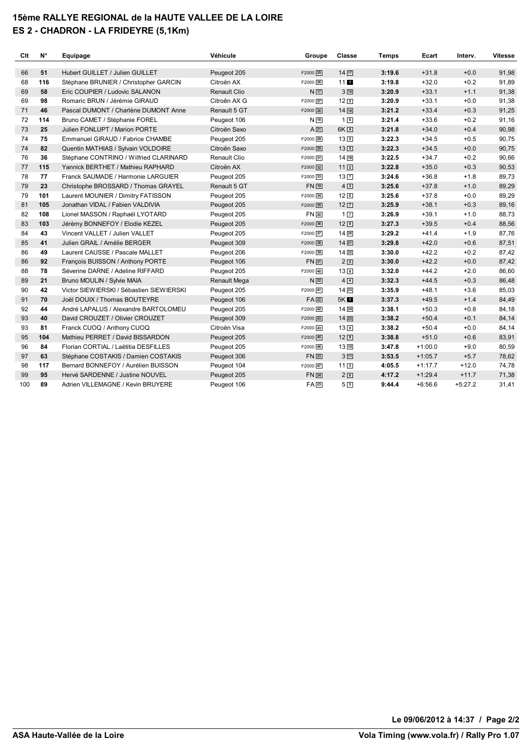# 15ème RALLYE REGIONAL de la HAUTE VALLEE DE LA LOIRE

## ES 2 - CHADRON - LA FRIDEYRE (5,1Km)

| Clt | N° | Equipage | Véhicule | Groupe | Classe | Temps | Ecart | Interv. | Vitesse |
|---|---|---|---|---|---|---|---|---|---|
| 66 | **51** | Hubert GUILLET / Julien GUILLET | Peugeot 205 | F2000 25 | 14 17 | **3:19.6** | +31.8 | +0.0 | 91,98 |
| 68 | **116** | Stéphane BRUNIER / Christopher GARCIN | Citroën AX | F2000 26 | 11 1 | **3:19.8** | +32.0 | +0.2 | 91,89 |
| 69 | **58** | Eric COUPIER / Ludovic SALANON | Renault Clio | N 17 | 3 10 | **3:20.9** | +33.1 | +1.1 | 91,38 |
| 69 | **98** | Romaric BRUN / Jérémie GIRAUD | Citroën AX G | F2000 27 | 12 5 | **3:20.9** | +33.1 | +0.0 | 91,38 |
| 71 | **46** | Pascal DUMONT / Charlène DUMONT Anne | Renault 5 GT | F2000 28 | 14 18 | **3:21.2** | +33.4 | +0.3 | 91,25 |
| 72 | **114** | Bruno CAMET / Stéphanie FOREL | Peugeot 106 | N 18 | 1 6 | **3:21.4** | +33.6 | +0.2 | 91,16 |
| 73 | **25** | Julien FONLUPT / Marion PORTE | Citroën Saxo | A 21 | 6K 4 | **3:21.8** | +34.0 | +0.4 | 90,98 |
| 74 | **75** | Emmanuel GIRAUD / Fabrice CHAMBE | Peugeot 205 | F2000 29 | 13 5 | **3:22.3** | +34.5 | +0.5 | 90,75 |
| 74 | **82** | Quentin MATHIAS / Sylvain VOLDOIRE | Citroën Saxo | F2000 29 | 13 5 | **3:22.3** | +34.5 | +0.0 | 90,75 |
| 76 | **36** | Stéphane CONTRINO / Wilfried CLARINARD | Renault Clio | F2000 31 | 14 19 | **3:22.5** | +34.7 | +0.2 | 90,66 |
| 77 | **115** | Yannick BERTHET / Mathieu RAPHARD | Citroën AX | F2000 32 | 11 2 | **3:22.8** | +35.0 | +0.3 | 90,53 |
| 78 | **77** | Franck SAUMADE / Harmonie LARGUIER | Peugeot 205 | F2000 33 | 13 7 | **3:24.6** | +36.8 | +1.8 | 89,73 |
| 79 | **23** | Christophe BROSSARD / Thomas GRAYEL | Renault 5 GT | FN 19 | 4 3 | **3:25.6** | +37.8 | +1.0 | 89,29 |
| 79 | **101** | Laurent MOUNIER / Dimitry FATISSON | Peugeot 205 | F2000 34 | 12 6 | **3:25.6** | +37.8 | +0.0 | 89,29 |
| 81 | **105** | Jonathan VIDAL / Fabien VALDIVIA | Peugeot 205 | F2000 35 | 12 7 | **3:25.9** | +38.1 | +0.3 | 89,16 |
| 82 | **108** | Lionel MASSON / Raphaël LYOTARD | Peugeot 205 | FN 20 | 1 7 | **3:26.9** | +39.1 | +1.0 | 88,73 |
| 83 | **103** | Jérèmy BONNEFOY / Elodie KEZEL | Peugeot 205 | F2000 36 | 12 8 | **3:27.3** | +39.5 | +0.4 | 88,56 |
| 84 | **43** | Vincent VALLET / Julien VALLET | Peugeot 205 | F2000 37 | 14 20 | **3:29.2** | +41.4 | +1.9 | 87,76 |
| 85 | **41** | Julien GRAIL / Amélie BERGER | Peugeot 309 | F2000 38 | 14 21 | **3:29.8** | +42.0 | +0.6 | 87,51 |
| 86 | **49** | Laurent CAUSSE / Pascale MALLET | Peugeot 206 | F2000 39 | 14 22 | **3:30.0** | +42.2 | +0.2 | 87,42 |
| 86 | **92** | François BUISSON / Anthony PORTE | Peugeot 106 | FN 21 | 2 5 | **3:30.0** | +42.2 | +0.0 | 87,42 |
| 88 | **78** | Séverine DARNE / Adeline RIFFARD | Peugeot 205 | F2000 40 | 13 8 | **3:32.0** | +44.2 | +2.0 | 86,60 |
| 89 | **21** | Bruno MOULIN / Sylvie MAIA | Renault Mega | N 22 | 4 4 | **3:32.3** | +44.5 | +0.3 | 86,48 |
| 90 | **42** | Victor SIEWIERSKI / Sébastien SIEWIERSKI | Peugeot 205 | F2000 41 | 14 23 | **3:35.9** | +48.1 | +3.6 | 85,03 |
| 91 | **70** | Joël DOUIX / Thomas BOUTEYRE | Peugeot 106 | FA 22 | 5K 1 | **3:37.3** | +49.5 | +1.4 | 84,49 |
| 92 | **44** | André LAPALUS / Alexandre BARTOLOMEU | Peugeot 205 | F2000 42 | 14 24 | **3:38.1** | +50.3 | +0.8 | 84,18 |
| 93 | **40** | David CROUZET / Olivier CROUZET | Peugeot 309 | F2000 43 | 14 25 | **3:38.2** | +50.4 | +0.1 | 84,14 |
| 93 | **81** | Franck CUOQ / Anthony CUOQ | Citroën Visa | F2000 43 | 13 9 | **3:38.2** | +50.4 | +0.0 | 84,14 |
| 95 | **104** | Mathieu PERRET / David BISSARDON | Peugeot 205 | F2000 45 | 12 9 | **3:38.8** | +51.0 | +0.6 | 83,91 |
| 96 | **84** | Florian CORTIAL / Laëtitia DESFILLES | Peugeot 205 | F2000 46 | 13 10 | **3:47.8** | +1:00.0 | +9.0 | 80,59 |
| 97 | **63** | Stéphane COSTAKIS / Damien COSTAKIS | Peugeot 306 | FN 23 | 3 11 | **3:53.5** | +1:05.7 | +5.7 | 78,62 |
| 98 | **117** | Bernard BONNEFOY / Aurélien BUISSON | Peugeot 104 | F2000 47 | 11 3 | **4:05.5** | +1:17.7 | +12.0 | 74,78 |
| 99 | **95** | Hervé SARDENNE / Justine NOUVEL | Peugeot 205 | FN 24 | 2 6 | **4:17.2** | +1:29.4 | +11.7 | 71,38 |
| 100 | **89** | Adrien VILLEMAGNE / Kevin BRUYERE | Peugeot 106 | FA 23 | 5 5 | **9:44.4** | +6:56.6 | +5:27.2 | 31,41 |

**Le 09/06/2012 à 14:37**

**ASA Haute-Vallée de la Loire** — **Vola Timing (www.vola.fr) / Rally Pro 1.07**